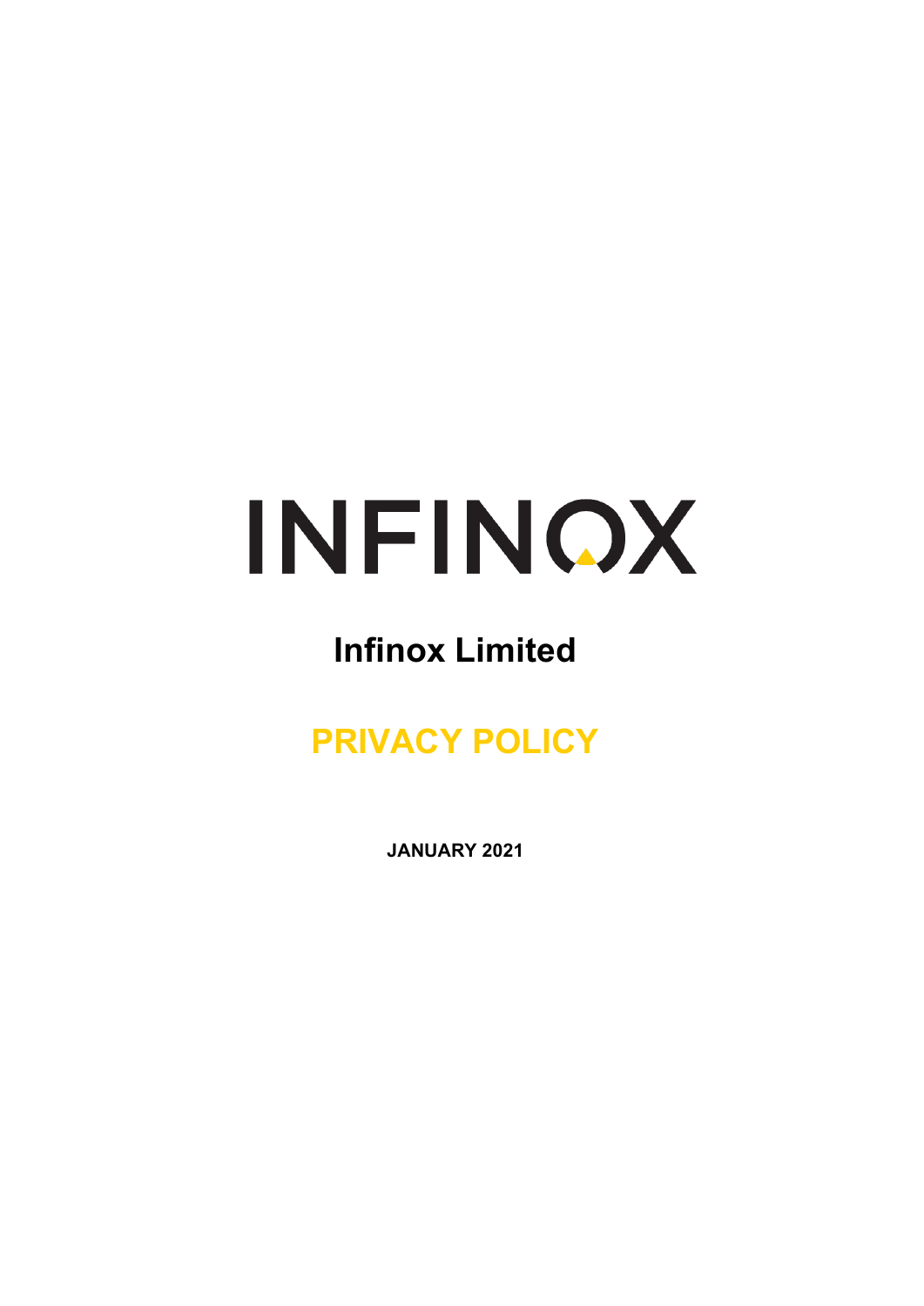# INFINOX

## Infinox Limited

# PRIVACY POLICY

**JANUARY 2021**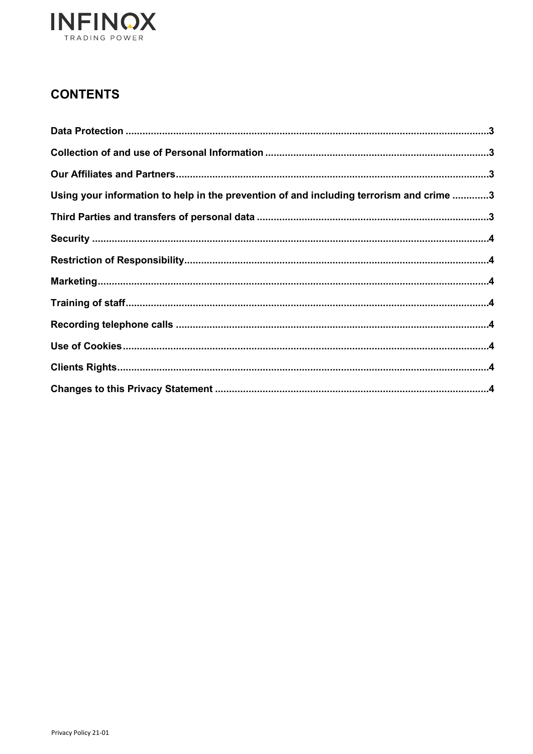## CONTENTS

Data Protection .....3

Collection of and use of Personal Information .....3

Our Affiliates and Partners .....3

Using your information to help in the prevention of and including terrorism and crime .....3

Third Parties and transfers of personal data .....3

Security .....4

Restriction of Responsibility .....4

Marketing .....4

Training of staff .....4

Recording telephone calls .....4

Use of Cookies .....4

Clients Rights .....4

Changes to this Privacy Statement .....4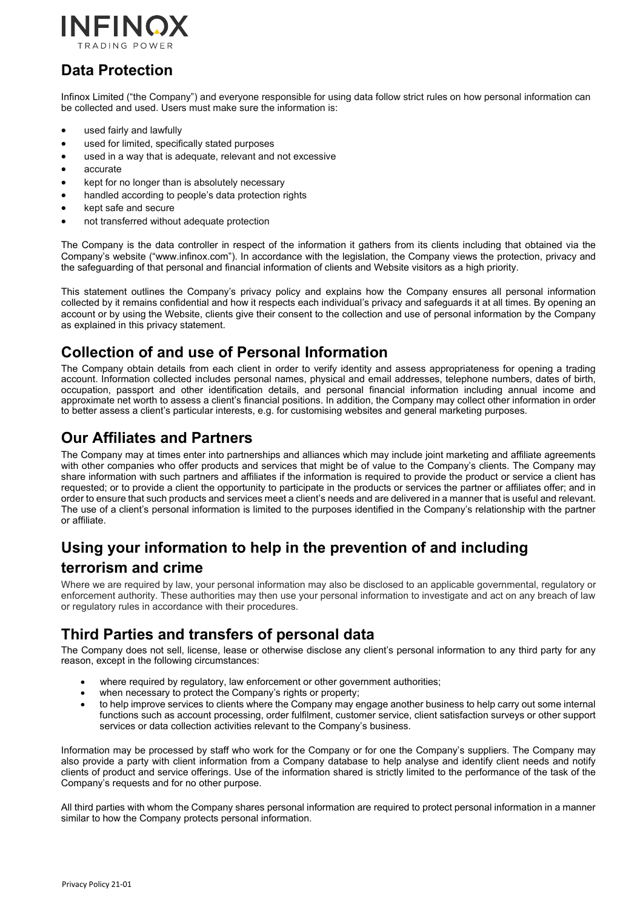## Data Protection

Infinox Limited ("the Company") and everyone responsible for using data follow strict rules on how personal information can be collected and used. Users must make sure the information is:

- used fairly and lawfully
- used for limited, specifically stated purposes
- used in a way that is adequate, relevant and not excessive
- accurate
- kept for no longer than is absolutely necessary
- handled according to people's data protection rights
- kept safe and secure
- not transferred without adequate protection

The Company is the data controller in respect of the information it gathers from its clients including that obtained via the Company's website ("www.infinox.com"). In accordance with the legislation, the Company views the protection, privacy and the safeguarding of that personal and financial information of clients and Website visitors as a high priority.

This statement outlines the Company's privacy policy and explains how the Company ensures all personal information collected by it remains confidential and how it respects each individual's privacy and safeguards it at all times. By opening an account or by using the Website, clients give their consent to the collection and use of personal information by the Company as explained in this privacy statement.

## Collection of and use of Personal Information

The Company obtain details from each client in order to verify identity and assess appropriateness for opening a trading account. Information collected includes personal names, physical and email addresses, telephone numbers, dates of birth, occupation, passport and other identification details, and personal financial information including annual income and approximate net worth to assess a client's financial positions. In addition, the Company may collect other information in order to better assess a client's particular interests, e.g. for customising websites and general marketing purposes.

## Our Affiliates and Partners

The Company may at times enter into partnerships and alliances which may include joint marketing and affiliate agreements with other companies who offer products and services that might be of value to the Company's clients. The Company may share information with such partners and affiliates if the information is required to provide the product or service a client has requested; or to provide a client the opportunity to participate in the products or services the partner or affiliates offer; and in order to ensure that such products and services meet a client's needs and are delivered in a manner that is useful and relevant. The use of a client's personal information is limited to the purposes identified in the Company's relationship with the partner or affiliate.

## Using your information to help in the prevention of and including terrorism and crime

Where we are required by law, your personal information may also be disclosed to an applicable governmental, regulatory or enforcement authority. These authorities may then use your personal information to investigate and act on any breach of law or regulatory rules in accordance with their procedures.

## Third Parties and transfers of personal data

The Company does not sell, license, lease or otherwise disclose any client's personal information to any third party for any reason, except in the following circumstances:

- where required by regulatory, law enforcement or other government authorities;
- when necessary to protect the Company's rights or property;
- to help improve services to clients where the Company may engage another business to help carry out some internal functions such as account processing, order fulfilment, customer service, client satisfaction surveys or other support services or data collection activities relevant to the Company's business.

Information may be processed by staff who work for the Company or for one the Company's suppliers. The Company may also provide a party with client information from a Company database to help analyse and identify client needs and notify clients of product and service offerings. Use of the information shared is strictly limited to the performance of the task of the Company's requests and for no other purpose.

All third parties with whom the Company shares personal information are required to protect personal information in a manner similar to how the Company protects personal information.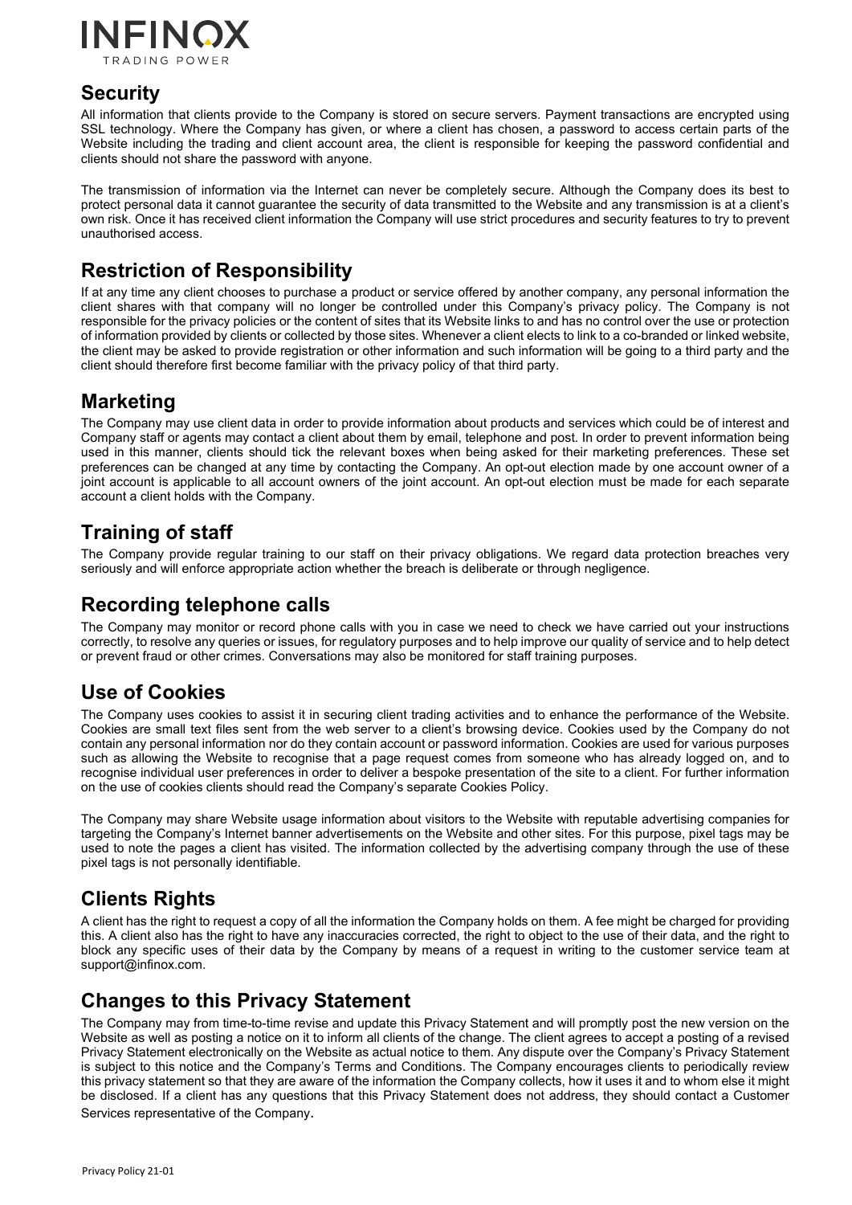## Security

All information that clients provide to the Company is stored on secure servers. Payment transactions are encrypted using SSL technology. Where the Company has given, or where a client has chosen, a password to access certain parts of the Website including the trading and client account area, the client is responsible for keeping the password confidential and clients should not share the password with anyone.

The transmission of information via the Internet can never be completely secure. Although the Company does its best to protect personal data it cannot guarantee the security of data transmitted to the Website and any transmission is at a client's own risk. Once it has received client information the Company will use strict procedures and security features to try to prevent unauthorised access.

## Restriction of Responsibility

If at any time any client chooses to purchase a product or service offered by another company, any personal information the client shares with that company will no longer be controlled under this Company's privacy policy. The Company is not responsible for the privacy policies or the content of sites that its Website links to and has no control over the use or protection of information provided by clients or collected by those sites. Whenever a client elects to link to a co-branded or linked website, the client may be asked to provide registration or other information and such information will be going to a third party and the client should therefore first become familiar with the privacy policy of that third party.

## Marketing

The Company may use client data in order to provide information about products and services which could be of interest and Company staff or agents may contact a client about them by email, telephone and post. In order to prevent information being used in this manner, clients should tick the relevant boxes when being asked for their marketing preferences. These set preferences can be changed at any time by contacting the Company. An opt-out election made by one account owner of a joint account is applicable to all account owners of the joint account. An opt-out election must be made for each separate account a client holds with the Company.

## Training of staff

The Company provide regular training to our staff on their privacy obligations. We regard data protection breaches very seriously and will enforce appropriate action whether the breach is deliberate or through negligence.

## Recording telephone calls

The Company may monitor or record phone calls with you in case we need to check we have carried out your instructions correctly, to resolve any queries or issues, for regulatory purposes and to help improve our quality of service and to help detect or prevent fraud or other crimes. Conversations may also be monitored for staff training purposes.

## Use of Cookies

The Company uses cookies to assist it in securing client trading activities and to enhance the performance of the Website. Cookies are small text files sent from the web server to a client's browsing device. Cookies used by the Company do not contain any personal information nor do they contain account or password information. Cookies are used for various purposes such as allowing the Website to recognise that a page request comes from someone who has already logged on, and to recognise individual user preferences in order to deliver a bespoke presentation of the site to a client. For further information on the use of cookies clients should read the Company's separate Cookies Policy.

The Company may share Website usage information about visitors to the Website with reputable advertising companies for targeting the Company's Internet banner advertisements on the Website and other sites. For this purpose, pixel tags may be used to note the pages a client has visited. The information collected by the advertising company through the use of these pixel tags is not personally identifiable.

## Clients Rights

A client has the right to request a copy of all the information the Company holds on them. A fee might be charged for providing this. A client also has the right to have any inaccuracies corrected, the right to object to the use of their data, and the right to block any specific uses of their data by the Company by means of a request in writing to the customer service team at support@infinox.com.

## Changes to this Privacy Statement

The Company may from time-to-time revise and update this Privacy Statement and will promptly post the new version on the Website as well as posting a notice on it to inform all clients of the change. The client agrees to accept a posting of a revised Privacy Statement electronically on the Website as actual notice to them. Any dispute over the Company's Privacy Statement is subject to this notice and the Company's Terms and Conditions. The Company encourages clients to periodically review this privacy statement so that they are aware of the information the Company collects, how it uses it and to whom else it might be disclosed. If a client has any questions that this Privacy Statement does not address, they should contact a Customer Services representative of the Company.